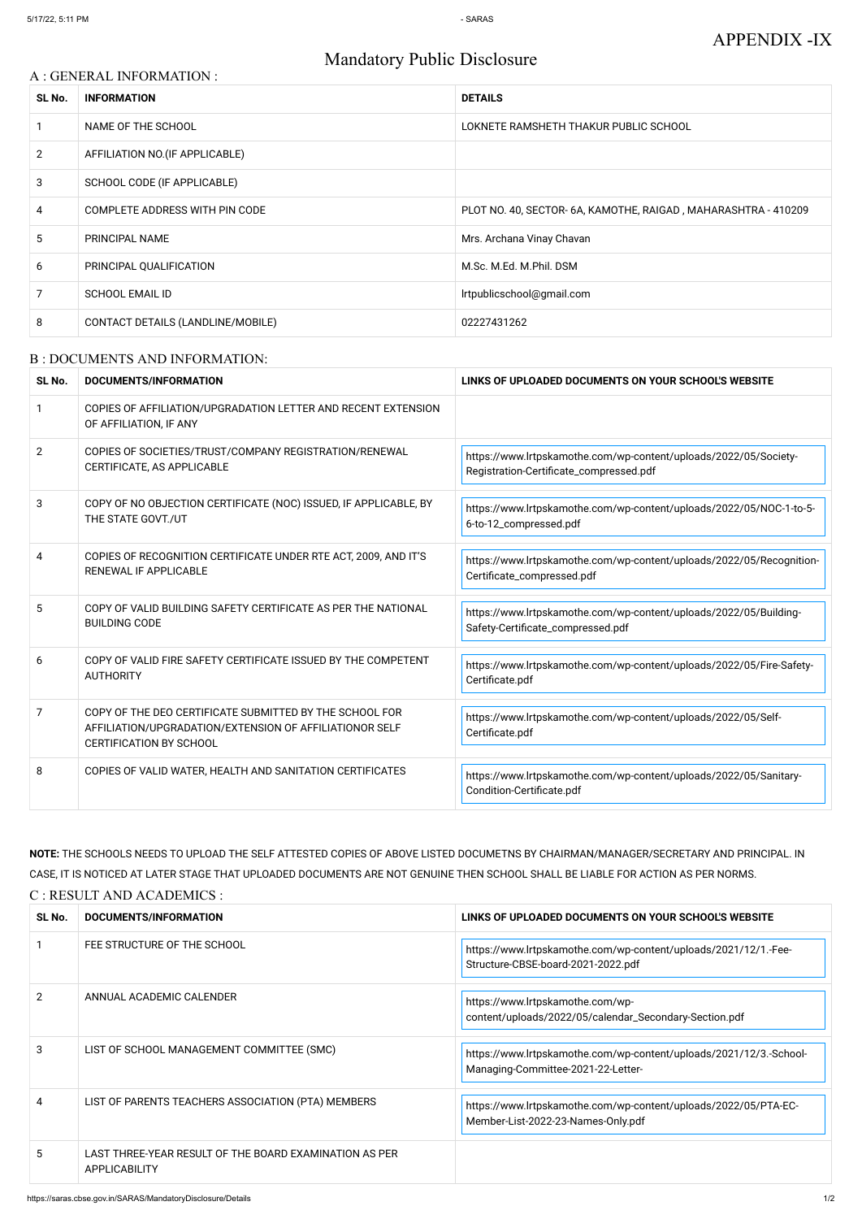APPENDIX -IX

# Mandatory Public Disclosure

## A : GENERAL INFORMATION :

| SL No. | INFORMATION | DETAILS |
|---|---|---|
| 1 | NAME OF THE SCHOOL | LOKNETE RAMSHETH THAKUR PUBLIC SCHOOL |
| 2 | AFFILIATION NO.(IF APPLICABLE) | |
| 3 | SCHOOL CODE (IF APPLICABLE) | |
| 4 | COMPLETE ADDRESS WITH PIN CODE | PLOT NO. 40, SECTOR- 6A, KAMOTHE, RAIGAD , MAHARASHTRA - 410209 |
| 5 | PRINCIPAL NAME | Mrs. Archana Vinay Chavan |
| 6 | PRINCIPAL QUALIFICATION | M.Sc. M.Ed. M.Phil. DSM |
| 7 | SCHOOL EMAIL ID | lrtpublicschool@gmail.com |
| 8 | CONTACT DETAILS (LANDLINE/MOBILE) | 02227431262 |

## B : DOCUMENTS AND INFORMATION:

| SL No. | DOCUMENTS/INFORMATION | LINKS OF UPLOADED DOCUMENTS ON YOUR SCHOOL'S WEBSITE |
|---|---|---|
| 1 | COPIES OF AFFILIATION/UPGRADATION LETTER AND RECENT EXTENSION OF AFFILIATION, IF ANY | |
| 2 | COPIES OF SOCIETIES/TRUST/COMPANY REGISTRATION/RENEWAL CERTIFICATE, AS APPLICABLE | https://www.lrtpskamothe.com/wp-content/uploads/2022/05/Society-Registration-Certificate_compressed.pdf |
| 3 | COPY OF NO OBJECTION CERTIFICATE (NOC) ISSUED, IF APPLICABLE, BY THE STATE GOVT./UT | https://www.lrtpskamothe.com/wp-content/uploads/2022/05/NOC-1-to-5-6-to-12_compressed.pdf |
| 4 | COPIES OF RECOGNITION CERTIFICATE UNDER RTE ACT, 2009, AND IT'S RENEWAL IF APPLICABLE | https://www.lrtpskamothe.com/wp-content/uploads/2022/05/Recognition-Certificate_compressed.pdf |
| 5 | COPY OF VALID BUILDING SAFETY CERTIFICATE AS PER THE NATIONAL BUILDING CODE | https://www.lrtpskamothe.com/wp-content/uploads/2022/05/Building-Safety-Certificate_compressed.pdf |
| 6 | COPY OF VALID FIRE SAFETY CERTIFICATE ISSUED BY THE COMPETENT AUTHORITY | https://www.lrtpskamothe.com/wp-content/uploads/2022/05/Fire-Safety-Certificate.pdf |
| 7 | COPY OF THE DEO CERTIFICATE SUBMITTED BY THE SCHOOL FOR AFFILIATION/UPGRADATION/EXTENSION OF AFFILIATIONOR SELF CERTIFICATION BY SCHOOL | https://www.lrtpskamothe.com/wp-content/uploads/2022/05/Self-Certificate.pdf |
| 8 | COPIES OF VALID WATER, HEALTH AND SANITATION CERTIFICATES | https://www.lrtpskamothe.com/wp-content/uploads/2022/05/Sanitary-Condition-Certificate.pdf |

**NOTE:** THE SCHOOLS NEEDS TO UPLOAD THE SELF ATTESTED COPIES OF ABOVE LISTED DOCUMETNS BY CHAIRMAN/MANAGER/SECRETARY AND PRINCIPAL. IN CASE, IT IS NOTICED AT LATER STAGE THAT UPLOADED DOCUMENTS ARE NOT GENUINE THEN SCHOOL SHALL BE LIABLE FOR ACTION AS PER NORMS.

## C : RESULT AND ACADEMICS :

| SL No. | DOCUMENTS/INFORMATION | LINKS OF UPLOADED DOCUMENTS ON YOUR SCHOOL'S WEBSITE |
|---|---|---|
| 1 | FEE STRUCTURE OF THE SCHOOL | https://www.lrtpskamothe.com/wp-content/uploads/2021/12/1.-Fee-Structure-CBSE-board-2021-2022.pdf |
| 2 | ANNUAL ACADEMIC CALENDER | https://www.lrtpskamothe.com/wp-content/uploads/2022/05/calendar_Secondary-Section.pdf |
| 3 | LIST OF SCHOOL MANAGEMENT COMMITTEE (SMC) | https://www.lrtpskamothe.com/wp-content/uploads/2021/12/3.-School-Managing-Committee-2021-22-Letter- |
| 4 | LIST OF PARENTS TEACHERS ASSOCIATION (PTA) MEMBERS | https://www.lrtpskamothe.com/wp-content/uploads/2022/05/PTA-EC-Member-List-2022-23-Names-Only.pdf |
| 5 | LAST THREE-YEAR RESULT OF THE BOARD EXAMINATION AS PER APPLICABILITY | |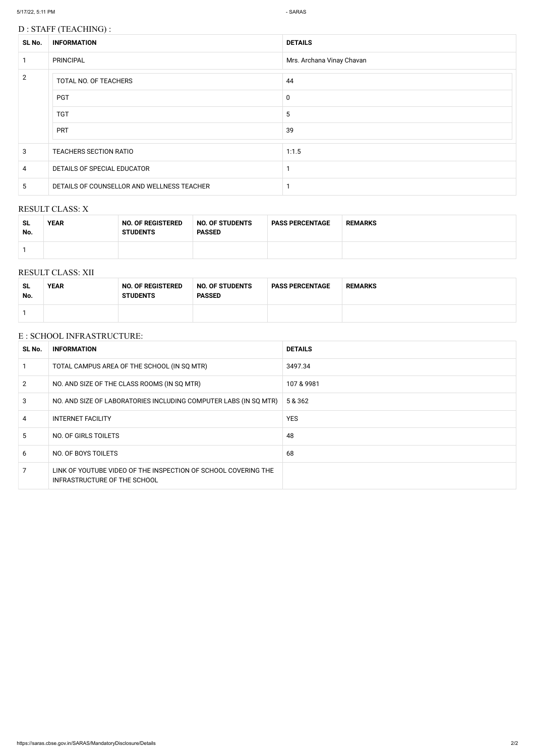## D : STAFF (TEACHING) :

| SL No. | INFORMATION | DETAILS |
| --- | --- | --- |
| 1 | PRINCIPAL | Mrs. Archana Vinay Chavan |
| 2 | TOTAL NO. OF TEACHERS | 44 |
| | PGT | 0 |
| | TGT | 5 |
| | PRT | 39 |
| 3 | TEACHERS SECTION RATIO | 1:1.5 |
| 4 | DETAILS OF SPECIAL EDUCATOR | 1 |
| 5 | DETAILS OF COUNSELLOR AND WELLNESS TEACHER | 1 |

## RESULT CLASS: X

| SL No. | YEAR | NO. OF REGISTERED STUDENTS | NO. OF STUDENTS PASSED | PASS PERCENTAGE | REMARKS |
| --- | --- | --- | --- | --- | --- |
| 1 | | | | | |

## RESULT CLASS: XII

| SL No. | YEAR | NO. OF REGISTERED STUDENTS | NO. OF STUDENTS PASSED | PASS PERCENTAGE | REMARKS |
| --- | --- | --- | --- | --- | --- |
| 1 | | | | | |

## E : SCHOOL INFRASTRUCTURE:

| SL No. | INFORMATION | DETAILS |
| --- | --- | --- |
| 1 | TOTAL CAMPUS AREA OF THE SCHOOL (IN SQ MTR) | 3497.34 |
| 2 | NO. AND SIZE OF THE CLASS ROOMS (IN SQ MTR) | 107 & 9981 |
| 3 | NO. AND SIZE OF LABORATORIES INCLUDING COMPUTER LABS (IN SQ MTR) | 5 & 362 |
| 4 | INTERNET FACILITY | YES |
| 5 | NO. OF GIRLS TOILETS | 48 |
| 6 | NO. OF BOYS TOILETS | 68 |
| 7 | LINK OF YOUTUBE VIDEO OF THE INSPECTION OF SCHOOL COVERING THE INFRASTRUCTURE OF THE SCHOOL | |